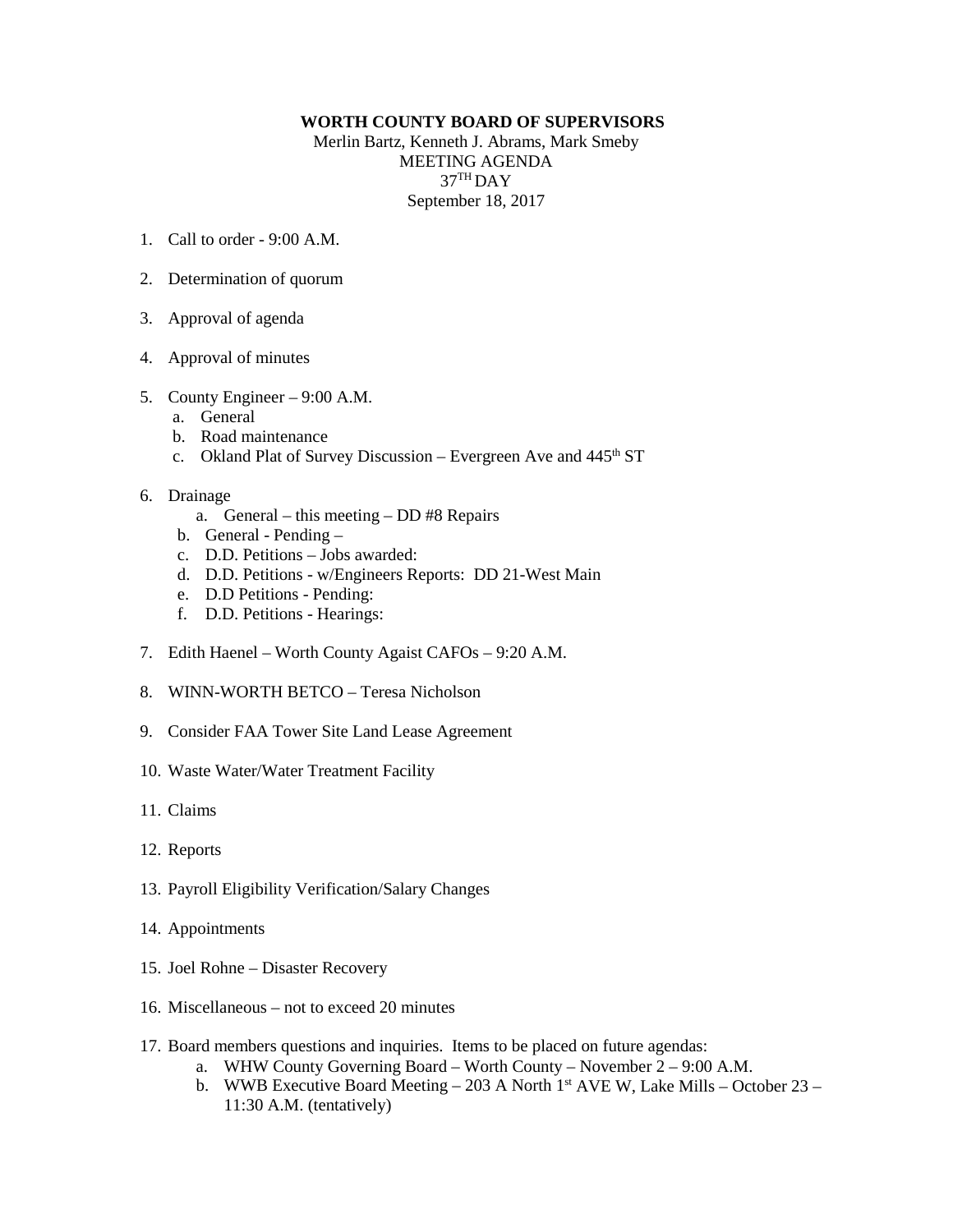**WORTH COUNTY BOARD OF SUPERVISORS**

Merlin Bartz, Kenneth J. Abrams, Mark Smeby
MEETING AGENDA
37TH DAY
September 18, 2017

1. Call to order - 9:00 A.M.

2. Determination of quorum

3. Approval of agenda

4. Approval of minutes

5. County Engineer – 9:00 A.M.
   a. General
   b. Road maintenance
   c. Okland Plat of Survey Discussion – Evergreen Ave and 445th ST

6. Drainage
   a. General – this meeting – DD #8 Repairs
   b. General - Pending –
   c. D.D. Petitions – Jobs awarded:
   d. D.D. Petitions - w/Engineers Reports: DD 21-West Main
   e. D.D Petitions - Pending:
   f. D.D. Petitions - Hearings:

7. Edith Haenel – Worth County Agaist CAFOs – 9:20 A.M.

8. WINN-WORTH BETCO – Teresa Nicholson

9. Consider FAA Tower Site Land Lease Agreement

10. Waste Water/Water Treatment Facility

11. Claims

12. Reports

13. Payroll Eligibility Verification/Salary Changes

14. Appointments

15. Joel Rohne – Disaster Recovery

16. Miscellaneous – not to exceed 20 minutes

17. Board members questions and inquiries. Items to be placed on future agendas:
    a. WHW County Governing Board – Worth County – November 2 – 9:00 A.M.
    b. WWB Executive Board Meeting – 203 A North 1st AVE W, Lake Mills – October 23 – 11:30 A.M. (tentatively)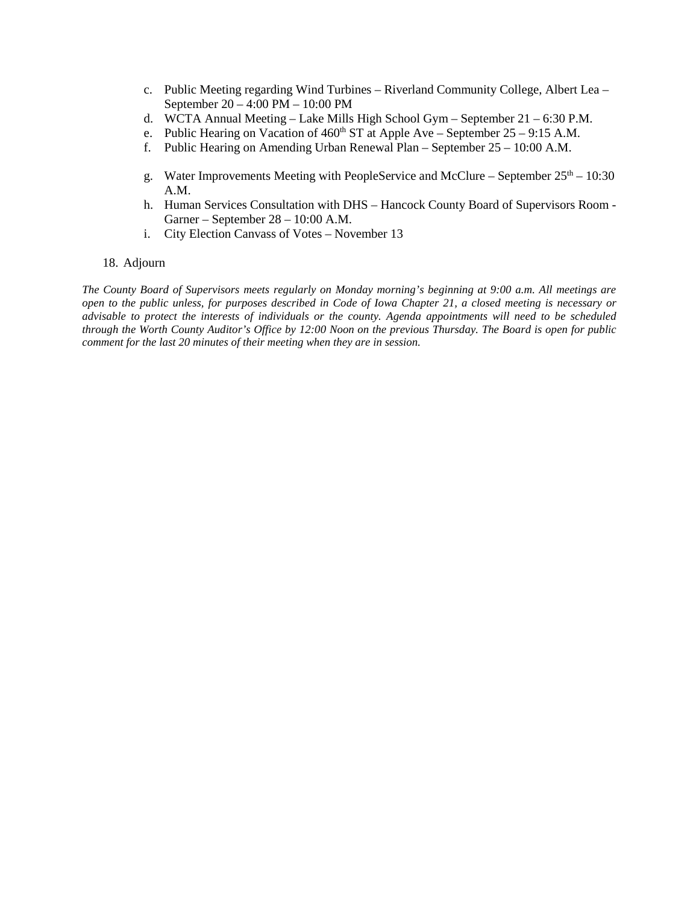c. Public Meeting regarding Wind Turbines – Riverland Community College, Albert Lea – September 20 – 4:00 PM – 10:00 PM
d. WCTA Annual Meeting – Lake Mills High School Gym – September 21 – 6:30 P.M.
e. Public Hearing on Vacation of 460th ST at Apple Ave – September 25 – 9:15 A.M.
f. Public Hearing on Amending Urban Renewal Plan – September 25 – 10:00 A.M.
g. Water Improvements Meeting with PeopleService and McClure – September 25th – 10:30 A.M.
h. Human Services Consultation with DHS – Hancock County Board of Supervisors Room - Garner – September 28 – 10:00 A.M.
i. City Election Canvass of Votes – November 13

18. Adjourn

*The County Board of Supervisors meets regularly on Monday morning's beginning at 9:00 a.m. All meetings are open to the public unless, for purposes described in Code of Iowa Chapter 21, a closed meeting is necessary or advisable to protect the interests of individuals or the county. Agenda appointments will need to be scheduled through the Worth County Auditor's Office by 12:00 Noon on the previous Thursday. The Board is open for public comment for the last 20 minutes of their meeting when they are in session.*